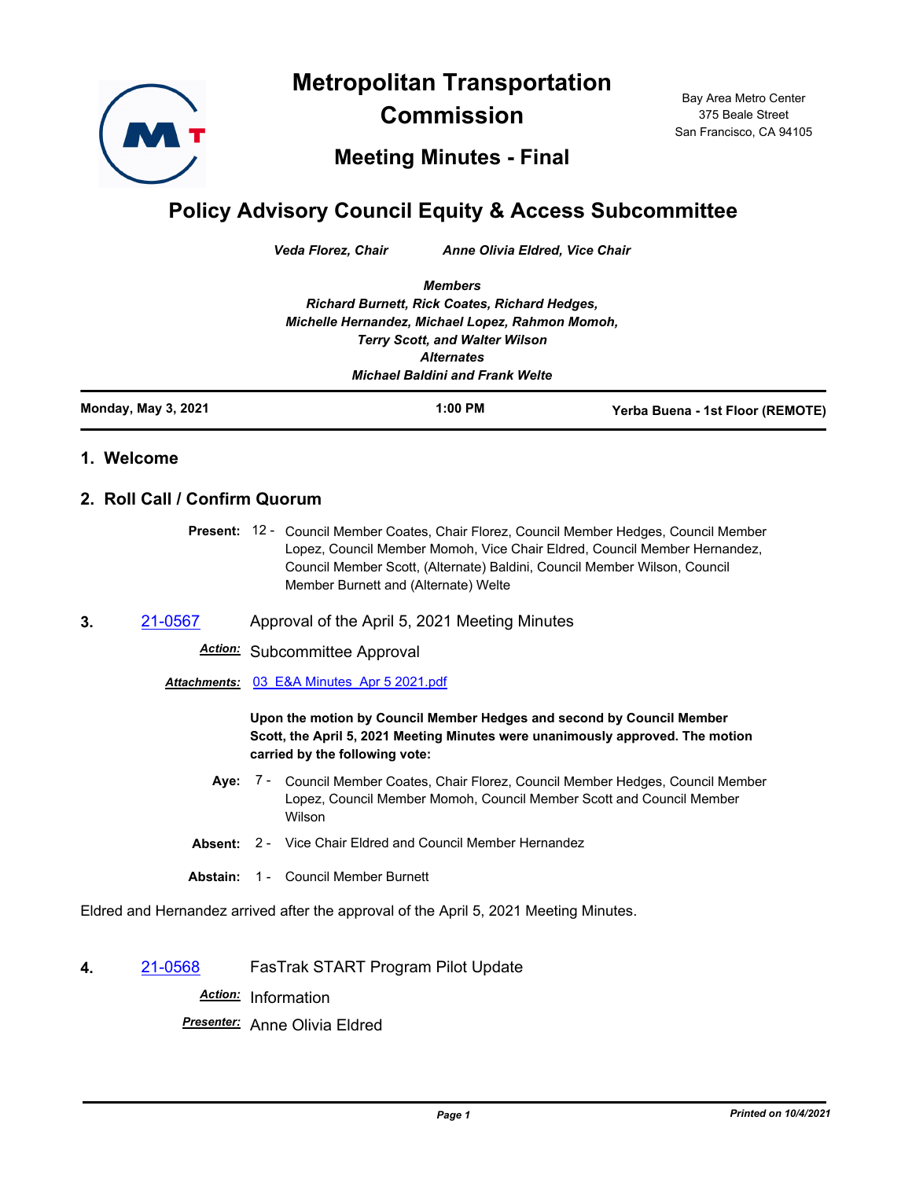# Metropolitan Transportation Commission

## Meeting Minutes - Final

Bay Area Metro Center
375 Beale Street
San Francisco, CA 94105

# Policy Advisory Council Equity & Access Subcommittee

*Veda Florez, Chair* *Anne Olivia Eldred, Vice Chair*

***Members***
***Richard Burnett, Rick Coates, Richard Hedges, Michelle Hernandez, Michael Lopez, Rahmon Momoh, Terry Scott, and Walter Wilson***
***Alternates***
***Michael Baldini and Frank Welte***

| Monday, May 3, 2021 | 1:00 PM | Yerba Buena - 1st Floor (REMOTE) |
|---|---|---|

## 1. Welcome

## 2. Roll Call / Confirm Quorum

**Present:** 12 - Council Member Coates, Chair Florez, Council Member Hedges, Council Member Lopez, Council Member Momoh, Vice Chair Eldred, Council Member Hernandez, Council Member Scott, (Alternate) Baldini, Council Member Wilson, Council Member Burnett and (Alternate) Welte

**3.** [21-0567](21-0567) Approval of the April 5, 2021 Meeting Minutes

***Action:*** Subcommittee Approval

***Attachments:*** [03_E&A Minutes_Apr 5 2021.pdf](03_E&A Minutes_Apr 5 2021.pdf)

**Upon the motion by Council Member Hedges and second by Council Member Scott, the April 5, 2021 Meeting Minutes were unanimously approved. The motion carried by the following vote:**

**Aye:** 7 - Council Member Coates, Chair Florez, Council Member Hedges, Council Member Lopez, Council Member Momoh, Council Member Scott and Council Member Wilson

**Absent:** 2 - Vice Chair Eldred and Council Member Hernandez

**Abstain:** 1 - Council Member Burnett

Eldred and Hernandez arrived after the approval of the April 5, 2021 Meeting Minutes.

**4.** [21-0568](21-0568) FasTrak START Program Pilot Update

***Action:*** Information

***Presenter:*** Anne Olivia Eldred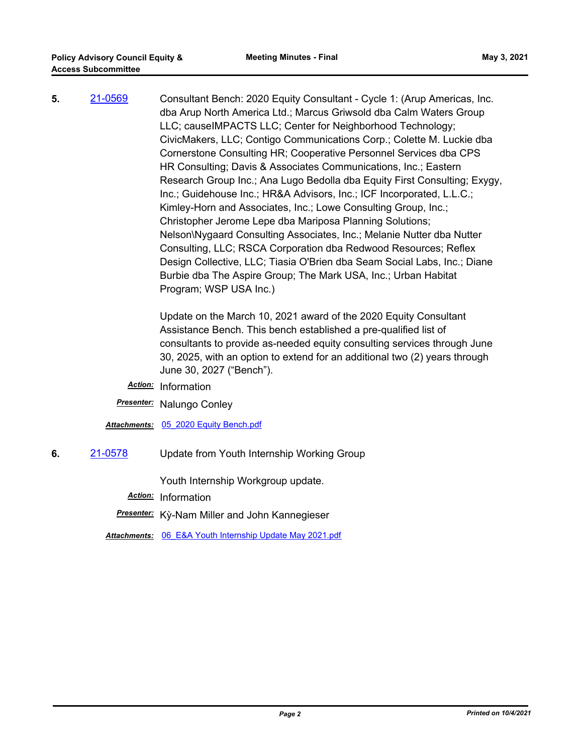**5.** [21-0569] Consultant Bench: 2020 Equity Consultant - Cycle 1: (Arup Americas, Inc. dba Arup North America Ltd.; Marcus Griwsold dba Calm Waters Group LLC; causeIMPACTS LLC; Center for Neighborhood Technology; CivicMakers, LLC; Contigo Communications Corp.; Colette M. Luckie dba Cornerstone Consulting HR; Cooperative Personnel Services dba CPS HR Consulting; Davis & Associates Communications, Inc.; Eastern Research Group Inc.; Ana Lugo Bedolla dba Equity First Consulting; Exygy, Inc.; Guidehouse Inc.; HR&A Advisors, Inc.; ICF Incorporated, L.L.C.; Kimley-Horn and Associates, Inc.; Lowe Consulting Group, Inc.; Christopher Jerome Lepe dba Mariposa Planning Solutions; Nelson\Nygaard Consulting Associates, Inc.; Melanie Nutter dba Nutter Consulting, LLC; RSCA Corporation dba Redwood Resources; Reflex Design Collective, LLC; Tiasia O'Brien dba Seam Social Labs, Inc.; Diane Burbie dba The Aspire Group; The Mark USA, Inc.; Urban Habitat Program; WSP USA Inc.)

Update on the March 10, 2021 award of the 2020 Equity Consultant Assistance Bench. This bench established a pre-qualified list of consultants to provide as-needed equity consulting services through June 30, 2025, with an option to extend for an additional two (2) years through June 30, 2027 ("Bench").

***Action:*** Information

***Presenter:*** Nalungo Conley

***Attachments:*** 05_2020 Equity Bench.pdf

**6.** [21-0578] Update from Youth Internship Working Group

Youth Internship Workgroup update.

***Action:*** Information

***Presenter:*** Kỳ-Nam Miller and John Kannegieser

***Attachments:*** 06_E&A Youth Internship Update May 2021.pdf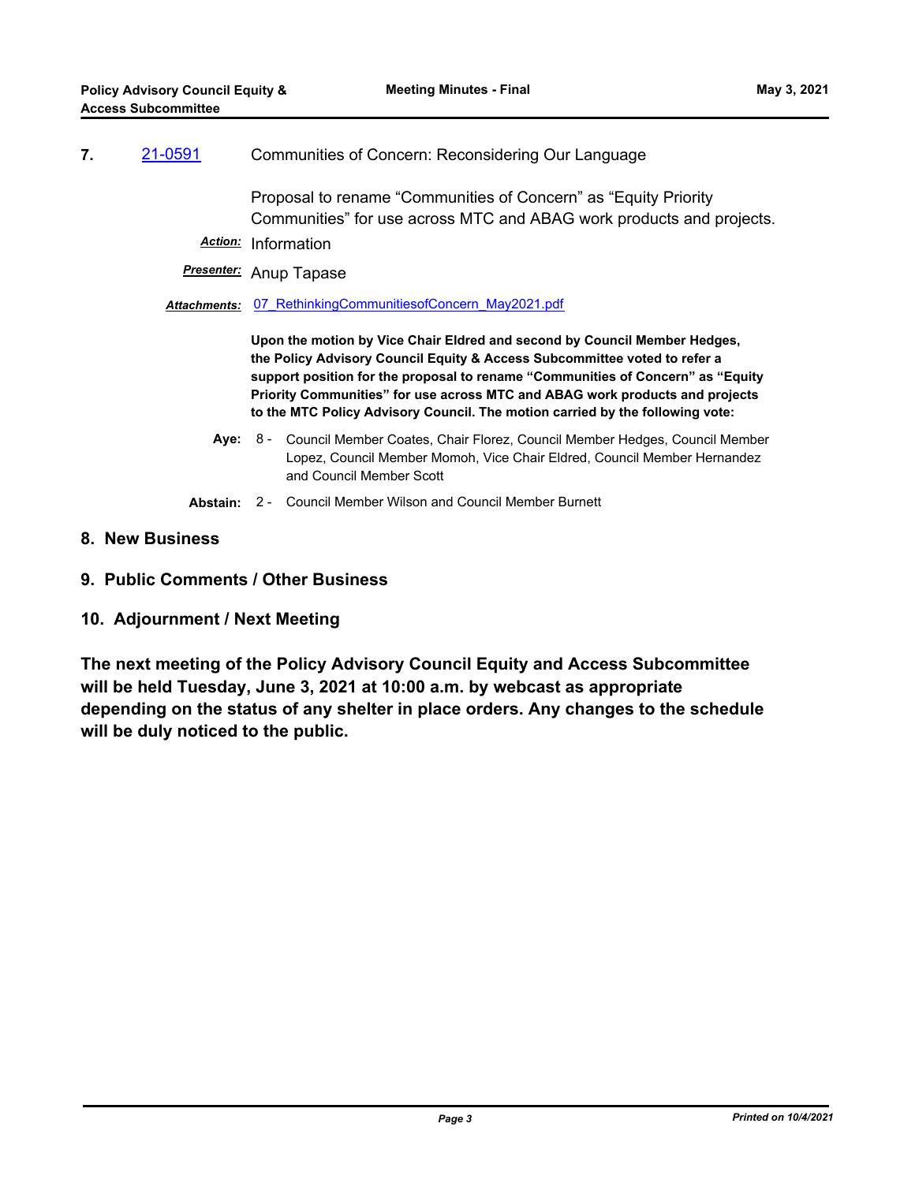**7.** 21-0591 Communities of Concern: Reconsidering Our Language

Proposal to rename “Communities of Concern” as “Equity Priority Communities” for use across MTC and ABAG work products and projects.

***Action:*** Information

***Presenter:*** Anup Tapase

***Attachments:*** 07_RethinkingCommunitiesofConcern_May2021.pdf

**Upon the motion by Vice Chair Eldred and second by Council Member Hedges, the Policy Advisory Council Equity & Access Subcommittee voted to refer a support position for the proposal to rename “Communities of Concern” as “Equity Priority Communities” for use across MTC and ABAG work products and projects to the MTC Policy Advisory Council. The motion carried by the following vote:**

**Aye:** 8 - Council Member Coates, Chair Florez, Council Member Hedges, Council Member Lopez, Council Member Momoh, Vice Chair Eldred, Council Member Hernandez and Council Member Scott

**Abstain:** 2 - Council Member Wilson and Council Member Burnett

## 8. New Business

## 9. Public Comments / Other Business

## 10. Adjournment / Next Meeting

**The next meeting of the Policy Advisory Council Equity and Access Subcommittee will be held Tuesday, June 3, 2021 at 10:00 a.m. by webcast as appropriate depending on the status of any shelter in place orders. Any changes to the schedule will be duly noticed to the public.**